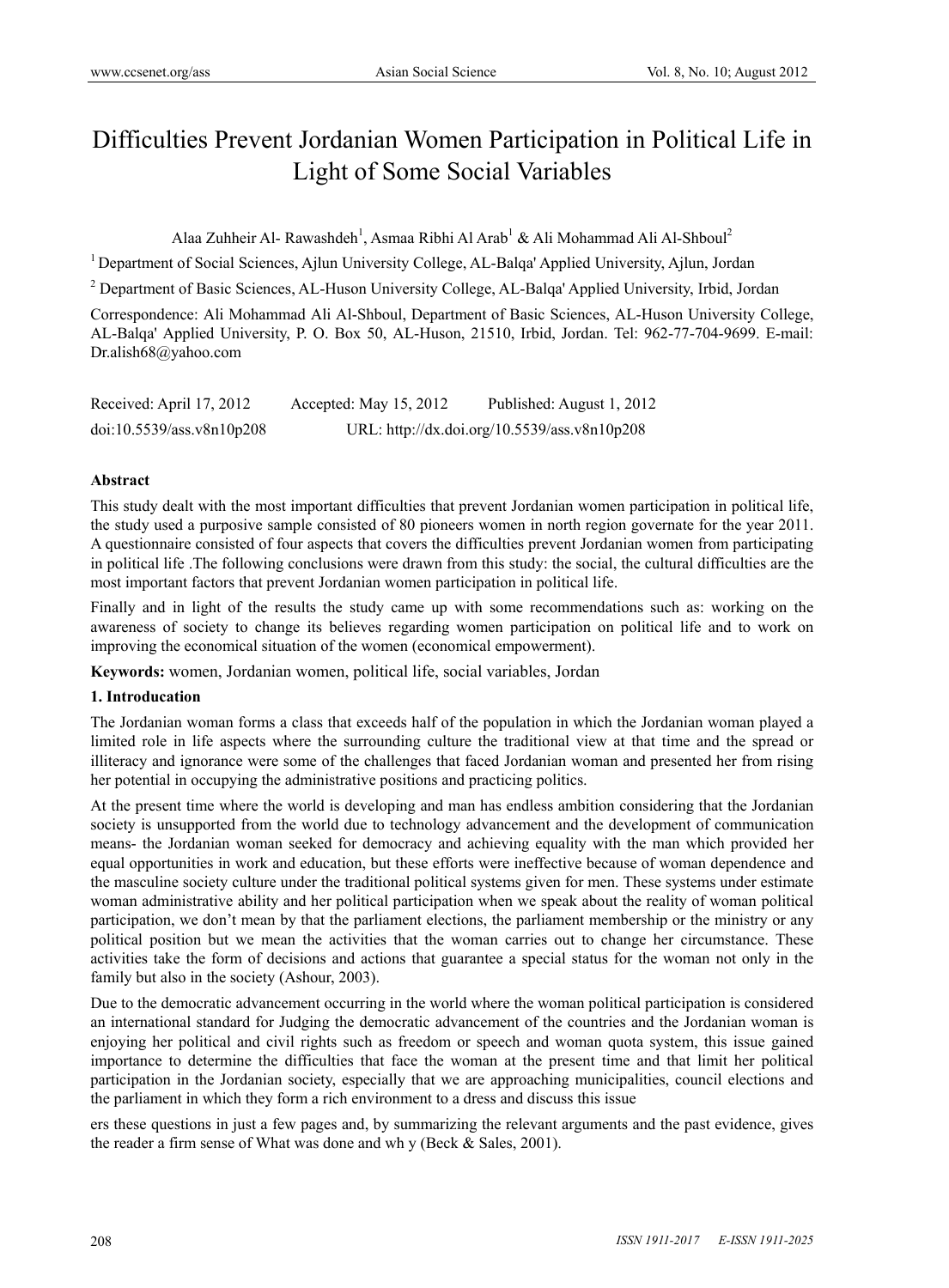# Difficulties Prevent Jordanian Women Participation in Political Life in Light of Some Social Variables

Alaa Zuhheir Al- Rawashdeh[1], Asmaa Ribhi Al Arab[1] & Ali Mohammad Ali Al-Shboul[2]

[1] Department of Social Sciences, Ajlun University College, AL-Balqa' Applied University, Ajlun, Jordan

[2] Department of Basic Sciences, AL-Huson University College, AL-Balqa' Applied University, Irbid, Jordan

Correspondence: Ali Mohammad Ali Al-Shboul, Department of Basic Sciences, AL-Huson University College, AL-Balqa' Applied University, P. O. Box 50, AL-Huson, 21510, Irbid, Jordan. Tel: 962-77-704-9699. E-mail: Dr.alish68@yahoo.com

Received: April 17, 2012 Accepted: May 15, 2012 Published: August 1, 2012

doi:10.5539/ass.v8n10p208 URL: http://dx.doi.org/10.5539/ass.v8n10p208

**Abstract**

This study dealt with the most important difficulties that prevent Jordanian women participation in political life, the study used a purposive sample consisted of 80 pioneers women in north region governate for the year 2011. A questionnaire consisted of four aspects that covers the difficulties prevent Jordanian women from participating in political life .The following conclusions were drawn from this study: the social, the cultural difficulties are the most important factors that prevent Jordanian women participation in political life.

Finally and in light of the results the study came up with some recommendations such as: working on the awareness of society to change its believes regarding women participation on political life and to work on improving the economical situation of the women (economical empowerment).

**Keywords:** women, Jordanian women, political life, social variables, Jordan

## 1. Introducation

The Jordanian woman forms a class that exceeds half of the population in which the Jordanian woman played a limited role in life aspects where the surrounding culture the traditional view at that time and the spread or illiteracy and ignorance were some of the challenges that faced Jordanian woman and presented her from rising her potential in occupying the administrative positions and practicing politics.

At the present time where the world is developing and man has endless ambition considering that the Jordanian society is unsupported from the world due to technology advancement and the development of communication means- the Jordanian woman seeked for democracy and achieving equality with the man which provided her equal opportunities in work and education, but these efforts were ineffective because of woman dependence and the masculine society culture under the traditional political systems given for men. These systems under estimate woman administrative ability and her political participation when we speak about the reality of woman political participation, we don't mean by that the parliament elections, the parliament membership or the ministry or any political position but we mean the activities that the woman carries out to change her circumstance. These activities take the form of decisions and actions that guarantee a special status for the woman not only in the family but also in the society (Ashour, 2003).

Due to the democratic advancement occurring in the world where the woman political participation is considered an international standard for Judging the democratic advancement of the countries and the Jordanian woman is enjoying her political and civil rights such as freedom or speech and woman quota system, this issue gained importance to determine the difficulties that face the woman at the present time and that limit her political participation in the Jordanian society, especially that we are approaching municipalities, council elections and the parliament in which they form a rich environment to a dress and discuss this issue

ers these questions in just a few pages and, by summarizing the relevant arguments and the past evidence, gives the reader a firm sense of What was done and wh y (Beck & Sales, 2001).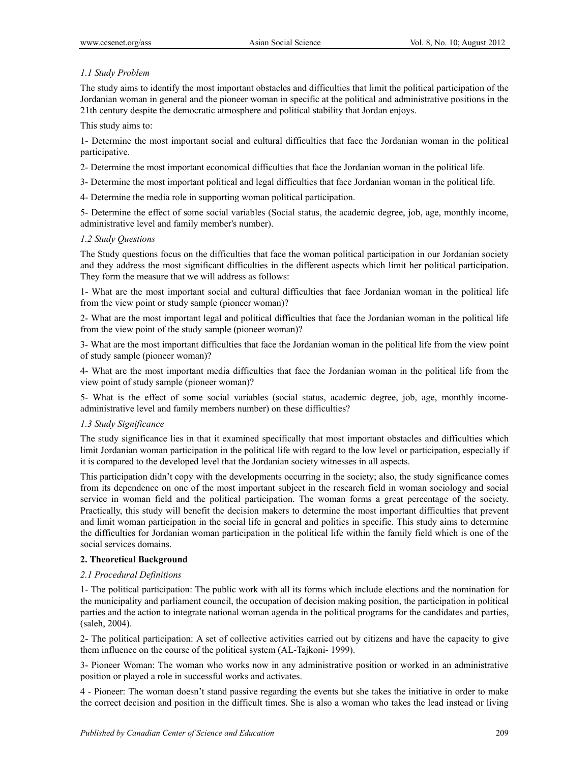### *1.1 Study Problem*

The study aims to identify the most important obstacles and difficulties that limit the political participation of the Jordanian woman in general and the pioneer woman in specific at the political and administrative positions in the 21th century despite the democratic atmosphere and political stability that Jordan enjoys.

This study aims to:

1- Determine the most important social and cultural difficulties that face the Jordanian woman in the political participative.

2- Determine the most important economical difficulties that face the Jordanian woman in the political life.

3- Determine the most important political and legal difficulties that face Jordanian woman in the political life.

4- Determine the media role in supporting woman political participation.

5- Determine the effect of some social variables (Social status, the academic degree, job, age, monthly income, administrative level and family member's number).

### *1.2 Study Questions*

The Study questions focus on the difficulties that face the woman political participation in our Jordanian society and they address the most significant difficulties in the different aspects which limit her political participation. They form the measure that we will address as follows:

1- What are the most important social and cultural difficulties that face Jordanian woman in the political life from the view point or study sample (pioneer woman)?

2- What are the most important legal and political difficulties that face the Jordanian woman in the political life from the view point of the study sample (pioneer woman)?

3- What are the most important difficulties that face the Jordanian woman in the political life from the view point of study sample (pioneer woman)?

4- What are the most important media difficulties that face the Jordanian woman in the political life from the view point of study sample (pioneer woman)?

5- What is the effect of some social variables (social status, academic degree, job, age, monthly income-administrative level and family members number) on these difficulties?

### *1.3 Study Significance*

The study significance lies in that it examined specifically that most important obstacles and difficulties which limit Jordanian woman participation in the political life with regard to the low level or participation, especially if it is compared to the developed level that the Jordanian society witnesses in all aspects.

This participation didn't copy with the developments occurring in the society; also, the study significance comes from its dependence on one of the most important subject in the research field in woman sociology and social service in woman field and the political participation. The woman forms a great percentage of the society. Practically, this study will benefit the decision makers to determine the most important difficulties that prevent and limit woman participation in the social life in general and politics in specific. This study aims to determine the difficulties for Jordanian woman participation in the political life within the family field which is one of the social services domains.

## 2. Theoretical Background

### *2.1 Procedural Definitions*

1- The political participation: The public work with all its forms which include elections and the nomination for the municipality and parliament council, the occupation of decision making position, the participation in political parties and the action to integrate national woman agenda in the political programs for the candidates and parties, (saleh, 2004).

2- The political participation: A set of collective activities carried out by citizens and have the capacity to give them influence on the course of the political system (AL-Tajkoni- 1999).

3- Pioneer Woman: The woman who works now in any administrative position or worked in an administrative position or played a role in successful works and activates.

4 - Pioneer: The woman doesn't stand passive regarding the events but she takes the initiative in order to make the correct decision and position in the difficult times. She is also a woman who takes the lead instead or living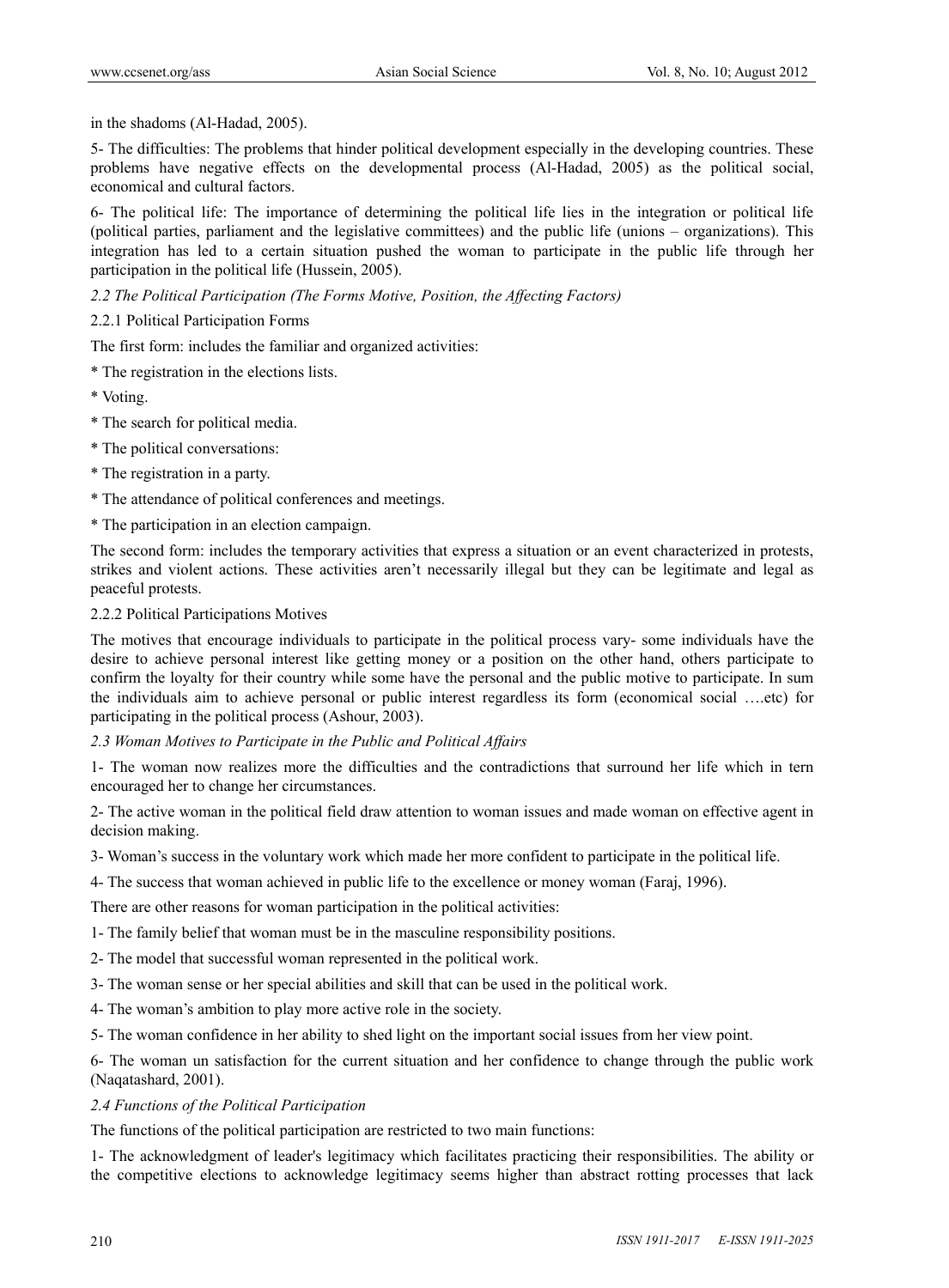in the shadoms (Al-Hadad, 2005).

5- The difficulties: The problems that hinder political development especially in the developing countries. These problems have negative effects on the developmental process (Al-Hadad, 2005) as the political social, economical and cultural factors.

6- The political life: The importance of determining the political life lies in the integration or political life (political parties, parliament and the legislative committees) and the public life (unions – organizations). This integration has led to a certain situation pushed the woman to participate in the public life through her participation in the political life (Hussein, 2005).

### *2.2 The Political Participation (The Forms Motive, Position, the Affecting Factors)*

#### 2.2.1 Political Participation Forms

The first form: includes the familiar and organized activities:

* The registration in the elections lists.

* Voting.

* The search for political media.

* The political conversations:

* The registration in a party.

* The attendance of political conferences and meetings.

* The participation in an election campaign.

The second form: includes the temporary activities that express a situation or an event characterized in protests, strikes and violent actions. These activities aren't necessarily illegal but they can be legitimate and legal as peaceful protests.

#### 2.2.2 Political Participations Motives

The motives that encourage individuals to participate in the political process vary- some individuals have the desire to achieve personal interest like getting money or a position on the other hand, others participate to confirm the loyalty for their country while some have the personal and the public motive to participate. In sum the individuals aim to achieve personal or public interest regardless its form (economical social ….etc) for participating in the political process (Ashour, 2003).

### *2.3 Woman Motives to Participate in the Public and Political Affairs*

1- The woman now realizes more the difficulties and the contradictions that surround her life which in tern encouraged her to change her circumstances.

2- The active woman in the political field draw attention to woman issues and made woman on effective agent in decision making.

3- Woman's success in the voluntary work which made her more confident to participate in the political life.

4- The success that woman achieved in public life to the excellence or money woman (Faraj, 1996).

There are other reasons for woman participation in the political activities:

1- The family belief that woman must be in the masculine responsibility positions.

2- The model that successful woman represented in the political work.

3- The woman sense or her special abilities and skill that can be used in the political work.

4- The woman's ambition to play more active role in the society.

5- The woman confidence in her ability to shed light on the important social issues from her view point.

6- The woman un satisfaction for the current situation and her confidence to change through the public work (Naqatashard, 2001).

### *2.4 Functions of the Political Participation*

The functions of the political participation are restricted to two main functions:

1- The acknowledgment of leader's legitimacy which facilitates practicing their responsibilities. The ability or the competitive elections to acknowledge legitimacy seems higher than abstract rotting processes that lack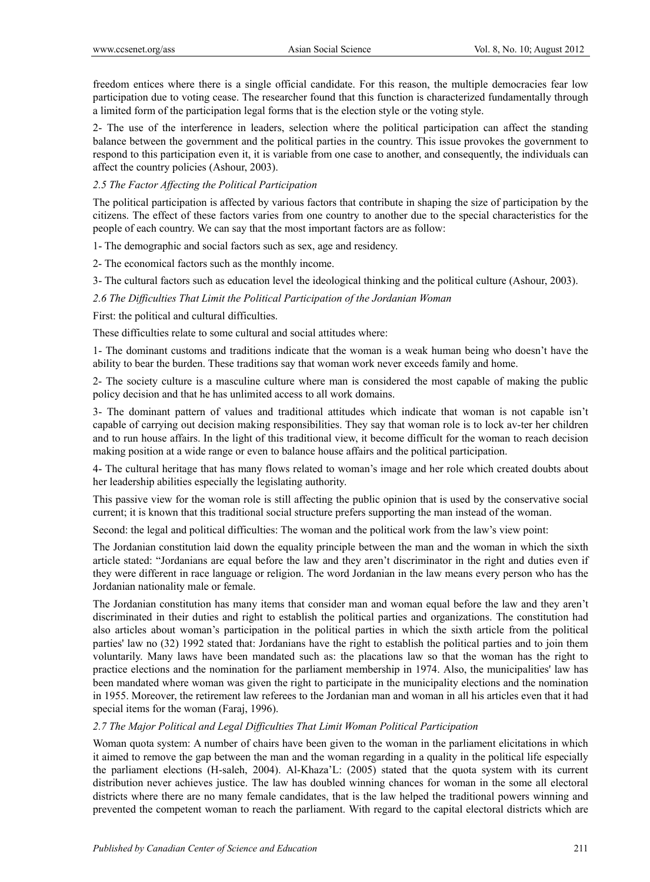freedom entices where there is a single official candidate. For this reason, the multiple democracies fear low participation due to voting cease. The researcher found that this function is characterized fundamentally through a limited form of the participation legal forms that is the election style or the voting style.

2- The use of the interference in leaders, selection where the political participation can affect the standing balance between the government and the political parties in the country. This issue provokes the government to respond to this participation even it, it is variable from one case to another, and consequently, the individuals can affect the country policies (Ashour, 2003).

### *2.5 The Factor Affecting the Political Participation*

The political participation is affected by various factors that contribute in shaping the size of participation by the citizens. The effect of these factors varies from one country to another due to the special characteristics for the people of each country. We can say that the most important factors are as follow:

1- The demographic and social factors such as sex, age and residency.

2- The economical factors such as the monthly income.

3- The cultural factors such as education level the ideological thinking and the political culture (Ashour, 2003).

### *2.6 The Difficulties That Limit the Political Participation of the Jordanian Woman*

First: the political and cultural difficulties.

These difficulties relate to some cultural and social attitudes where:

1- The dominant customs and traditions indicate that the woman is a weak human being who doesn't have the ability to bear the burden. These traditions say that woman work never exceeds family and home.

2- The society culture is a masculine culture where man is considered the most capable of making the public policy decision and that he has unlimited access to all work domains.

3- The dominant pattern of values and traditional attitudes which indicate that woman is not capable isn't capable of carrying out decision making responsibilities. They say that woman role is to lock av-ter her children and to run house affairs. In the light of this traditional view, it become difficult for the woman to reach decision making position at a wide range or even to balance house affairs and the political participation.

4- The cultural heritage that has many flows related to woman's image and her role which created doubts about her leadership abilities especially the legislating authority.

This passive view for the woman role is still affecting the public opinion that is used by the conservative social current; it is known that this traditional social structure prefers supporting the man instead of the woman.

Second: the legal and political difficulties: The woman and the political work from the law's view point:

The Jordanian constitution laid down the equality principle between the man and the woman in which the sixth article stated: "Jordanians are equal before the law and they aren't discriminator in the right and duties even if they were different in race language or religion. The word Jordanian in the law means every person who has the Jordanian nationality male or female.

The Jordanian constitution has many items that consider man and woman equal before the law and they aren't discriminated in their duties and right to establish the political parties and organizations. The constitution had also articles about woman's participation in the political parties in which the sixth article from the political parties' law no (32) 1992 stated that: Jordanians have the right to establish the political parties and to join them voluntarily. Many laws have been mandated such as: the placations law so that the woman has the right to practice elections and the nomination for the parliament membership in 1974. Also, the municipalities' law has been mandated where woman was given the right to participate in the municipality elections and the nomination in 1955. Moreover, the retirement law referees to the Jordanian man and woman in all his articles even that it had special items for the woman (Faraj, 1996).

### *2.7 The Major Political and Legal Difficulties That Limit Woman Political Participation*

Woman quota system: A number of chairs have been given to the woman in the parliament elicitations in which it aimed to remove the gap between the man and the woman regarding in a quality in the political life especially the parliament elections (H-saleh, 2004). Al-Khaza'L: (2005) stated that the quota system with its current distribution never achieves justice. The law has doubled winning chances for woman in the some all electoral districts where there are no many female candidates, that is the law helped the traditional powers winning and prevented the competent woman to reach the parliament. With regard to the capital electoral districts which are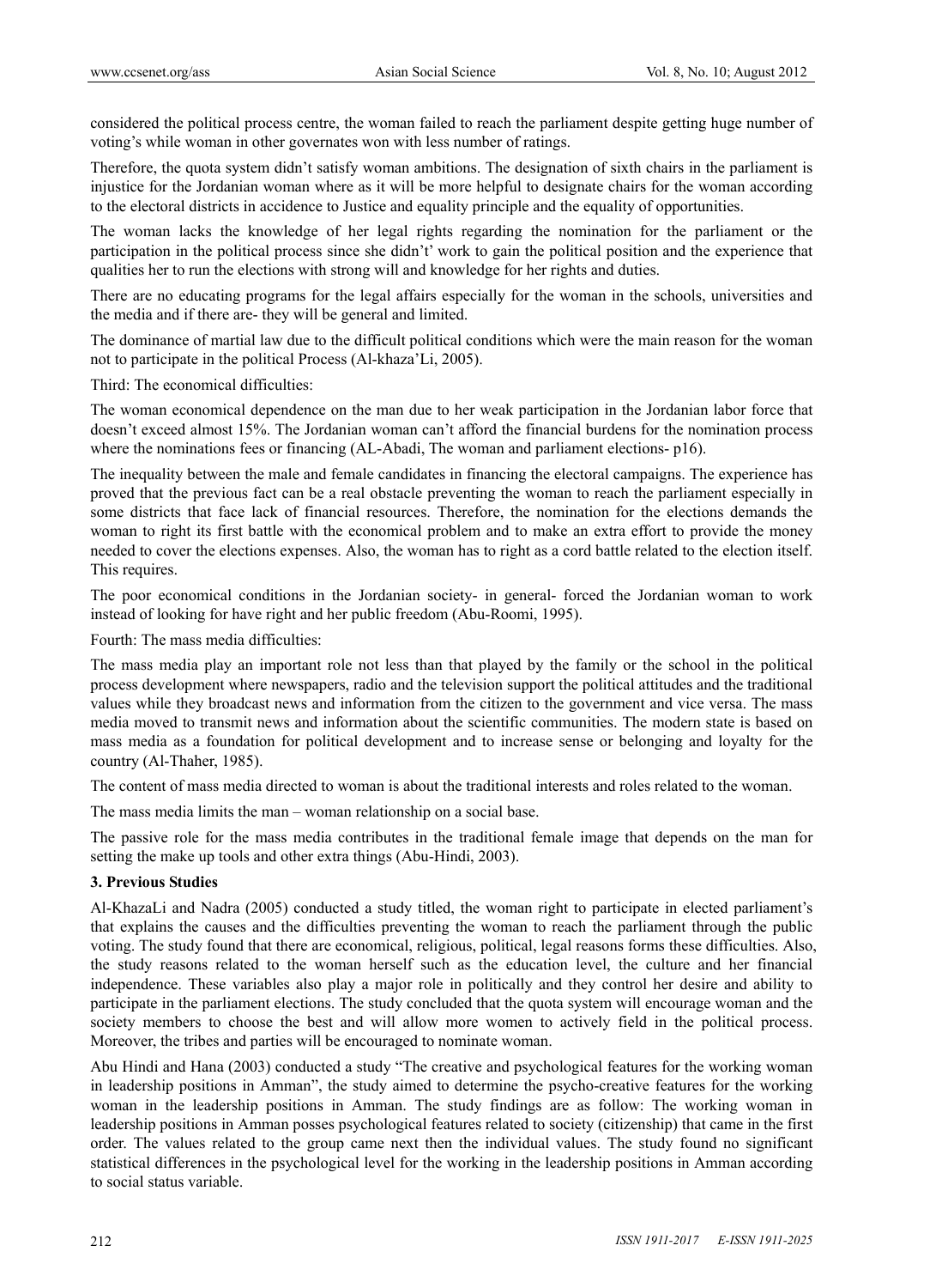considered the political process centre, the woman failed to reach the parliament despite getting huge number of voting's while woman in other governates won with less number of ratings.

Therefore, the quota system didn't satisfy woman ambitions. The designation of sixth chairs in the parliament is injustice for the Jordanian woman where as it will be more helpful to designate chairs for the woman according to the electoral districts in accidence to Justice and equality principle and the equality of opportunities.

The woman lacks the knowledge of her legal rights regarding the nomination for the parliament or the participation in the political process since she didn't' work to gain the political position and the experience that qualities her to run the elections with strong will and knowledge for her rights and duties.

There are no educating programs for the legal affairs especially for the woman in the schools, universities and the media and if there are- they will be general and limited.

The dominance of martial law due to the difficult political conditions which were the main reason for the woman not to participate in the political Process (Al-khaza'Li, 2005).

Third: The economical difficulties:

The woman economical dependence on the man due to her weak participation in the Jordanian labor force that doesn't exceed almost 15%. The Jordanian woman can't afford the financial burdens for the nomination process where the nominations fees or financing (AL-Abadi, The woman and parliament elections- p16).

The inequality between the male and female candidates in financing the electoral campaigns. The experience has proved that the previous fact can be a real obstacle preventing the woman to reach the parliament especially in some districts that face lack of financial resources. Therefore, the nomination for the elections demands the woman to right its first battle with the economical problem and to make an extra effort to provide the money needed to cover the elections expenses. Also, the woman has to right as a cord battle related to the election itself. This requires.

The poor economical conditions in the Jordanian society- in general- forced the Jordanian woman to work instead of looking for have right and her public freedom (Abu-Roomi, 1995).

Fourth: The mass media difficulties:

The mass media play an important role not less than that played by the family or the school in the political process development where newspapers, radio and the television support the political attitudes and the traditional values while they broadcast news and information from the citizen to the government and vice versa. The mass media moved to transmit news and information about the scientific communities. The modern state is based on mass media as a foundation for political development and to increase sense or belonging and loyalty for the country (Al-Thaher, 1985).

The content of mass media directed to woman is about the traditional interests and roles related to the woman.

The mass media limits the man – woman relationship on a social base.

The passive role for the mass media contributes in the traditional female image that depends on the man for setting the make up tools and other extra things (Abu-Hindi, 2003).

## 3. Previous Studies

Al-KhazaLi and Nadra (2005) conducted a study titled, the woman right to participate in elected parliament's that explains the causes and the difficulties preventing the woman to reach the parliament through the public voting. The study found that there are economical, religious, political, legal reasons forms these difficulties. Also, the study reasons related to the woman herself such as the education level, the culture and her financial independence. These variables also play a major role in politically and they control her desire and ability to participate in the parliament elections. The study concluded that the quota system will encourage woman and the society members to choose the best and will allow more women to actively field in the political process. Moreover, the tribes and parties will be encouraged to nominate woman.

Abu Hindi and Hana (2003) conducted a study "The creative and psychological features for the working woman in leadership positions in Amman", the study aimed to determine the psycho-creative features for the working woman in the leadership positions in Amman. The study findings are as follow: The working woman in leadership positions in Amman posses psychological features related to society (citizenship) that came in the first order. The values related to the group came next then the individual values. The study found no significant statistical differences in the psychological level for the working in the leadership positions in Amman according to social status variable.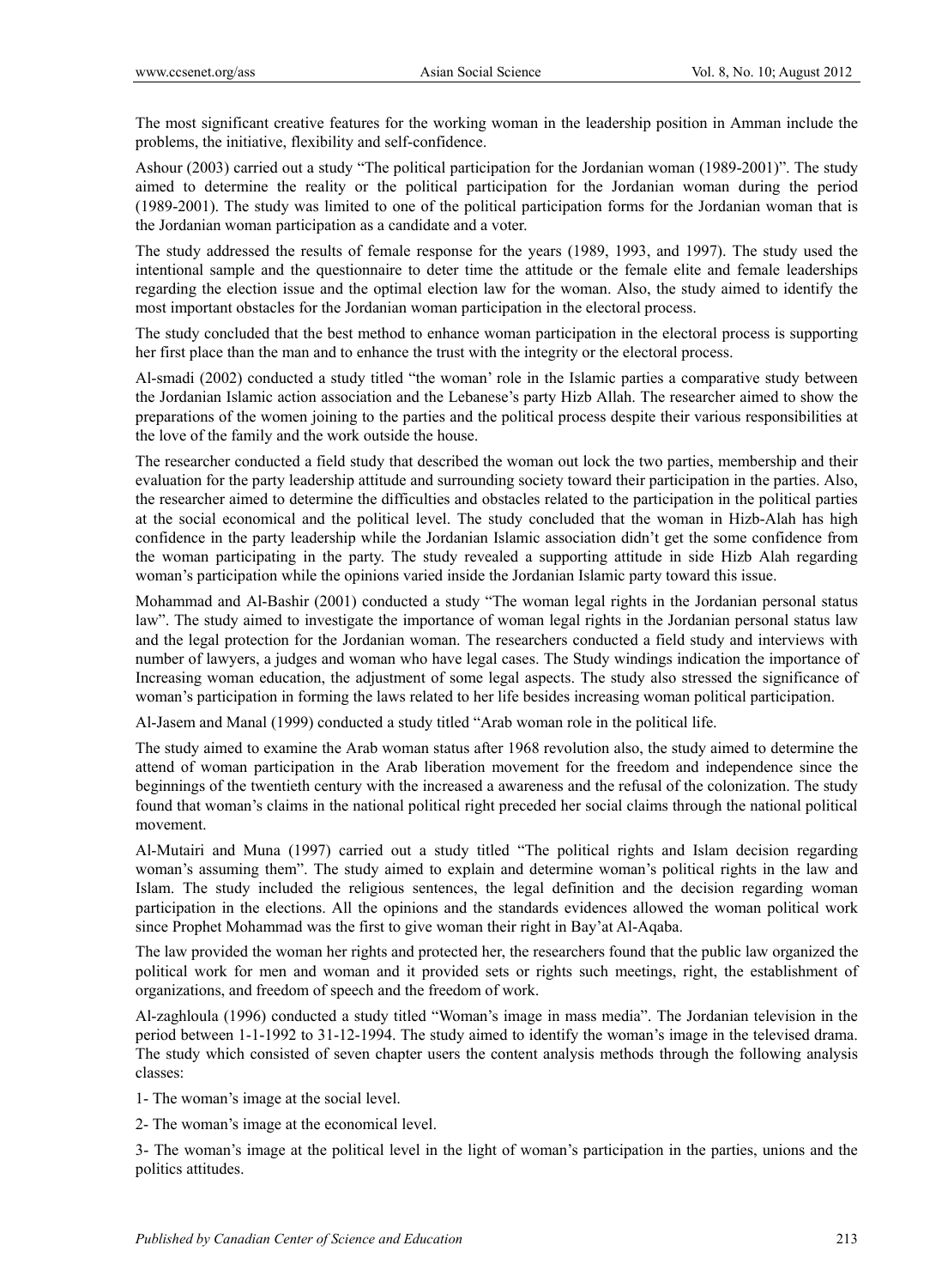The most significant creative features for the working woman in the leadership position in Amman include the problems, the initiative, flexibility and self-confidence.

Ashour (2003) carried out a study "The political participation for the Jordanian woman (1989-2001)". The study aimed to determine the reality or the political participation for the Jordanian woman during the period (1989-2001). The study was limited to one of the political participation forms for the Jordanian woman that is the Jordanian woman participation as a candidate and a voter.

The study addressed the results of female response for the years (1989, 1993, and 1997). The study used the intentional sample and the questionnaire to deter time the attitude or the female elite and female leaderships regarding the election issue and the optimal election law for the woman. Also, the study aimed to identify the most important obstacles for the Jordanian woman participation in the electoral process.

The study concluded that the best method to enhance woman participation in the electoral process is supporting her first place than the man and to enhance the trust with the integrity or the electoral process.

Al-smadi (2002) conducted a study titled "the woman' role in the Islamic parties a comparative study between the Jordanian Islamic action association and the Lebanese's party Hizb Allah. The researcher aimed to show the preparations of the women joining to the parties and the political process despite their various responsibilities at the love of the family and the work outside the house.

The researcher conducted a field study that described the woman out lock the two parties, membership and their evaluation for the party leadership attitude and surrounding society toward their participation in the parties. Also, the researcher aimed to determine the difficulties and obstacles related to the participation in the political parties at the social economical and the political level. The study concluded that the woman in Hizb-Alah has high confidence in the party leadership while the Jordanian Islamic association didn't get the some confidence from the woman participating in the party. The study revealed a supporting attitude in side Hizb Alah regarding woman's participation while the opinions varied inside the Jordanian Islamic party toward this issue.

Mohammad and Al-Bashir (2001) conducted a study "The woman legal rights in the Jordanian personal status law". The study aimed to investigate the importance of woman legal rights in the Jordanian personal status law and the legal protection for the Jordanian woman. The researchers conducted a field study and interviews with number of lawyers, a judges and woman who have legal cases. The Study windings indication the importance of Increasing woman education, the adjustment of some legal aspects. The study also stressed the significance of woman's participation in forming the laws related to her life besides increasing woman political participation.

Al-Jasem and Manal (1999) conducted a study titled "Arab woman role in the political life.

The study aimed to examine the Arab woman status after 1968 revolution also, the study aimed to determine the attend of woman participation in the Arab liberation movement for the freedom and independence since the beginnings of the twentieth century with the increased a awareness and the refusal of the colonization. The study found that woman's claims in the national political right preceded her social claims through the national political movement.

Al-Mutairi and Muna (1997) carried out a study titled "The political rights and Islam decision regarding woman's assuming them". The study aimed to explain and determine woman's political rights in the law and Islam. The study included the religious sentences, the legal definition and the decision regarding woman participation in the elections. All the opinions and the standards evidences allowed the woman political work since Prophet Mohammad was the first to give woman their right in Bay'at Al-Aqaba.

The law provided the woman her rights and protected her, the researchers found that the public law organized the political work for men and woman and it provided sets or rights such meetings, right, the establishment of organizations, and freedom of speech and the freedom of work.

Al-zaghloula (1996) conducted a study titled "Woman's image in mass media". The Jordanian television in the period between 1-1-1992 to 31-12-1994. The study aimed to identify the woman's image in the televised drama. The study which consisted of seven chapter users the content analysis methods through the following analysis classes:

1- The woman's image at the social level.

2- The woman's image at the economical level.

3- The woman's image at the political level in the light of woman's participation in the parties, unions and the politics attitudes.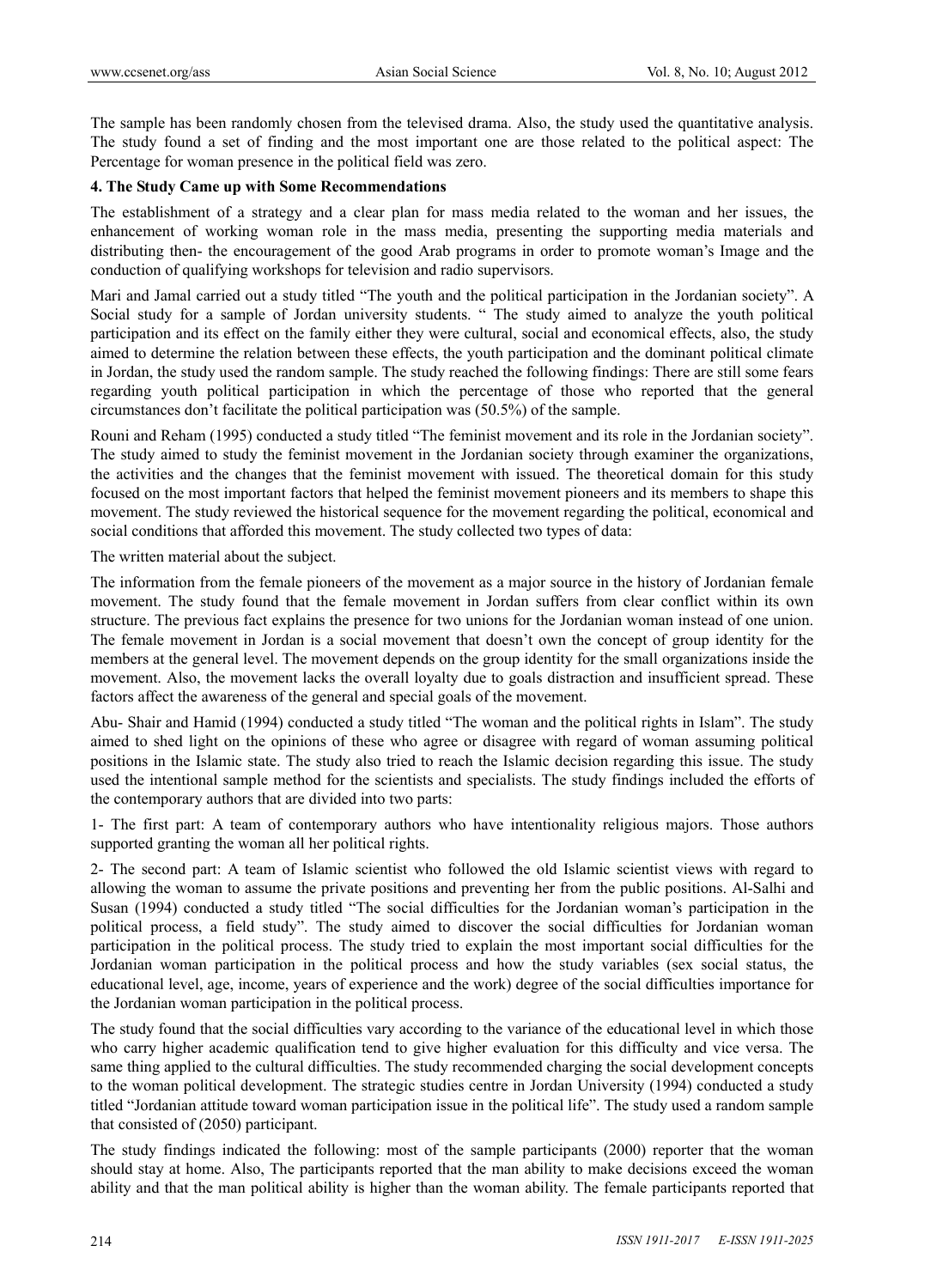The sample has been randomly chosen from the televised drama. Also, the study used the quantitative analysis. The study found a set of finding and the most important one are those related to the political aspect: The Percentage for woman presence in the political field was zero.

**4. The Study Came up with Some Recommendations**

The establishment of a strategy and a clear plan for mass media related to the woman and her issues, the enhancement of working woman role in the mass media, presenting the supporting media materials and distributing then- the encouragement of the good Arab programs in order to promote woman's Image and the conduction of qualifying workshops for television and radio supervisors.

Mari and Jamal carried out a study titled "The youth and the political participation in the Jordanian society". A Social study for a sample of Jordan university students. " The study aimed to analyze the youth political participation and its effect on the family either they were cultural, social and economical effects, also, the study aimed to determine the relation between these effects, the youth participation and the dominant political climate in Jordan, the study used the random sample. The study reached the following findings: There are still some fears regarding youth political participation in which the percentage of those who reported that the general circumstances don't facilitate the political participation was (50.5%) of the sample.

Rouni and Reham (1995) conducted a study titled "The feminist movement and its role in the Jordanian society". The study aimed to study the feminist movement in the Jordanian society through examiner the organizations, the activities and the changes that the feminist movement with issued. The theoretical domain for this study focused on the most important factors that helped the feminist movement pioneers and its members to shape this movement. The study reviewed the historical sequence for the movement regarding the political, economical and social conditions that afforded this movement. The study collected two types of data:

The written material about the subject.

The information from the female pioneers of the movement as a major source in the history of Jordanian female movement. The study found that the female movement in Jordan suffers from clear conflict within its own structure. The previous fact explains the presence for two unions for the Jordanian woman instead of one union. The female movement in Jordan is a social movement that doesn't own the concept of group identity for the members at the general level. The movement depends on the group identity for the small organizations inside the movement. Also, the movement lacks the overall loyalty due to goals distraction and insufficient spread. These factors affect the awareness of the general and special goals of the movement.

Abu- Shair and Hamid (1994) conducted a study titled "The woman and the political rights in Islam". The study aimed to shed light on the opinions of these who agree or disagree with regard of woman assuming political positions in the Islamic state. The study also tried to reach the Islamic decision regarding this issue. The study used the intentional sample method for the scientists and specialists. The study findings included the efforts of the contemporary authors that are divided into two parts:

1- The first part: A team of contemporary authors who have intentionality religious majors. Those authors supported granting the woman all her political rights.

2- The second part: A team of Islamic scientist who followed the old Islamic scientist views with regard to allowing the woman to assume the private positions and preventing her from the public positions. Al-Salhi and Susan (1994) conducted a study titled "The social difficulties for the Jordanian woman's participation in the political process, a field study". The study aimed to discover the social difficulties for Jordanian woman participation in the political process. The study tried to explain the most important social difficulties for the Jordanian woman participation in the political process and how the study variables (sex social status, the educational level, age, income, years of experience and the work) degree of the social difficulties importance for the Jordanian woman participation in the political process.

The study found that the social difficulties vary according to the variance of the educational level in which those who carry higher academic qualification tend to give higher evaluation for this difficulty and vice versa. The same thing applied to the cultural difficulties. The study recommended charging the social development concepts to the woman political development. The strategic studies centre in Jordan University (1994) conducted a study titled "Jordanian attitude toward woman participation issue in the political life". The study used a random sample that consisted of (2050) participant.

The study findings indicated the following: most of the sample participants (2000) reporter that the woman should stay at home. Also, The participants reported that the man ability to make decisions exceed the woman ability and that the man political ability is higher than the woman ability. The female participants reported that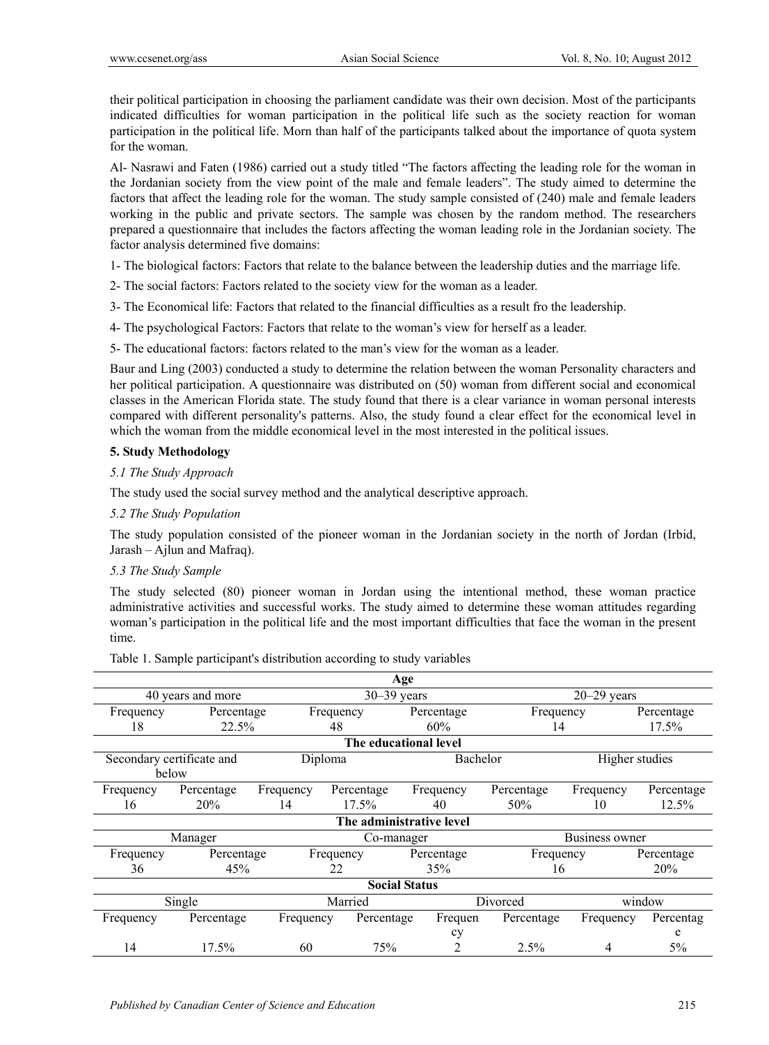their political participation in choosing the parliament candidate was their own decision. Most of the participants indicated difficulties for woman participation in the political life such as the society reaction for woman participation in the political life. Morn than half of the participants talked about the importance of quota system for the woman.

Al- Nasrawi and Faten (1986) carried out a study titled "The factors affecting the leading role for the woman in the Jordanian society from the view point of the male and female leaders". The study aimed to determine the factors that affect the leading role for the woman. The study sample consisted of (240) male and female leaders working in the public and private sectors. The sample was chosen by the random method. The researchers prepared a questionnaire that includes the factors affecting the woman leading role in the Jordanian society. The factor analysis determined five domains:

1- The biological factors: Factors that relate to the balance between the leadership duties and the marriage life.

2- The social factors: Factors related to the society view for the woman as a leader.

3- The Economical life: Factors that related to the financial difficulties as a result fro the leadership.

4- The psychological Factors: Factors that relate to the woman's view for herself as a leader.

5- The educational factors: factors related to the man's view for the woman as a leader.

Baur and Ling (2003) conducted a study to determine the relation between the woman Personality characters and her political participation. A questionnaire was distributed on (50) woman from different social and economical classes in the American Florida state. The study found that there is a clear variance in woman personal interests compared with different personality's patterns. Also, the study found a clear effect for the economical level in which the woman from the middle economical level in the most interested in the political issues.

## 5. Study Methodology

### *5.1 The Study Approach*

The study used the social survey method and the analytical descriptive approach.

### *5.2 The Study Population*

The study population consisted of the pioneer woman in the Jordanian society in the north of Jordan (Irbid, Jarash – Ajlun and Mafraq).

### *5.3 The Study Sample*

The study selected (80) pioneer woman in Jordan using the intentional method, these woman practice administrative activities and successful works. The study aimed to determine these woman attitudes regarding woman's participation in the political life and the most important difficulties that face the woman in the present time.

Table 1. Sample participant's distribution according to study variables

| **Age** | | | | | | | |
|---|---|---|---|---|---|---|---|
| 40 years and more | | 30–39 years | | 20–29 years | | | |
| Frequency | Percentage | Frequency | Percentage | Frequency | Percentage | | |
| 18 | 22.5% | 48 | 60% | 14 | 17.5% | | |
| **The educational level** | | | | | | | |
| Secondary certificate and below | | Diploma | | Bachelor | | Higher studies | |
| Frequency | Percentage | Frequency | Percentage | Frequency | Percentage | Frequency | Percentage |
| 16 | 20% | 14 | 17.5% | 40 | 50% | 10 | 12.5% |
| **The administrative level** | | | | | | | |
| Manager | | Co-manager | | Business owner | | | |
| Frequency | Percentage | Frequency | Percentage | Frequency | Percentage | | |
| 36 | 45% | 22 | 35% | 16 | 20% | | |
| **Social Status** | | | | | | | |
| Single | | Married | | Divorced | | window | |
| Frequency | Percentage | Frequency | Percentage | Frequency | Percentage | Frequency | Percentage |
| 14 | 17.5% | 60 | 75% | 2 | 2.5% | 4 | 5% |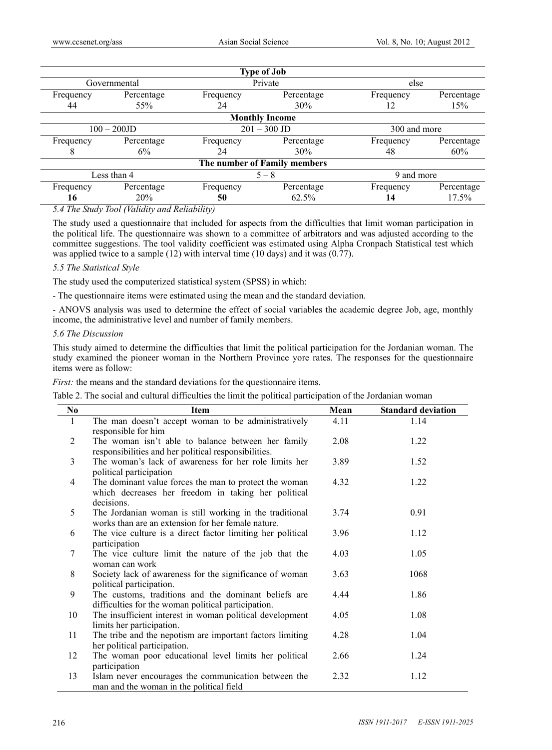| Type of Job | | | | | |
|---|---|---|---|---|---|
| Governmental | | Private | | else | |
| Frequency | Percentage | Frequency | Percentage | Frequency | Percentage |
| 44 | 55% | 24 | 30% | 12 | 15% |
| **Monthly Income** | | | | | |
| 100 – 200JD | | 201 – 300 JD | | 300 and more | |
| Frequency | Percentage | Frequency | Percentage | Frequency | Percentage |
| 8 | 6% | 24 | 30% | 48 | 60% |
| **The number of Family members** | | | | | |
| Less than 4 | | 5 – 8 | | 9 and more | |
| Frequency | Percentage | Frequency | Percentage | Frequency | Percentage |
| **16** | 20% | **50** | 62.5% | **14** | 17.5% |

*5.4 The Study Tool (Validity and Reliability)*

The study used a questionnaire that included for aspects from the difficulties that limit woman participation in the political life. The questionnaire was shown to a committee of arbitrators and was adjusted according to the committee suggestions. The tool validity coefficient was estimated using Alpha Cronpach Statistical test which was applied twice to a sample (12) with interval time (10 days) and it was (0.77).

*5.5 The Statistical Style*

The study used the computerized statistical system (SPSS) in which:

- The questionnaire items were estimated using the mean and the standard deviation.

- ANOVS analysis was used to determine the effect of social variables the academic degree Job, age, monthly income, the administrative level and number of family members.

*5.6 The Discussion*

This study aimed to determine the difficulties that limit the political participation for the Jordanian woman. The study examined the pioneer woman in the Northern Province yore rates. The responses for the questionnaire items were as follow:

*First:* the means and the standard deviations for the questionnaire items.

Table 2. The social and cultural difficulties the limit the political participation of the Jordanian woman

| No | Item | Mean | Standard deviation |
|---|---|---|---|
| 1 | The man doesn't accept woman to be administratively responsible for him | 4.11 | 1.14 |
| 2 | The woman isn't able to balance between her family responsibilities and her political responsibilities. | 2.08 | 1.22 |
| 3 | The woman's lack of awareness for her role limits her political participation | 3.89 | 1.52 |
| 4 | The dominant value forces the man to protect the woman which decreases her freedom in taking her political decisions. | 4.32 | 1.22 |
| 5 | The Jordanian woman is still working in the traditional works than are an extension for her female nature. | 3.74 | 0.91 |
| 6 | The vice culture is a direct factor limiting her political participation | 3.96 | 1.12 |
| 7 | The vice culture limit the nature of the job that the woman can work | 4.03 | 1.05 |
| 8 | Society lack of awareness for the significance of woman political participation. | 3.63 | 1068 |
| 9 | The customs, traditions and the dominant beliefs are difficulties for the woman political participation. | 4.44 | 1.86 |
| 10 | The insufficient interest in woman political development limits her participation. | 4.05 | 1.08 |
| 11 | The tribe and the nepotism are important factors limiting her political participation. | 4.28 | 1.04 |
| 12 | The woman poor educational level limits her political participation | 2.66 | 1.24 |
| 13 | Islam never encourages the communication between the man and the woman in the political field | 2.32 | 1.12 |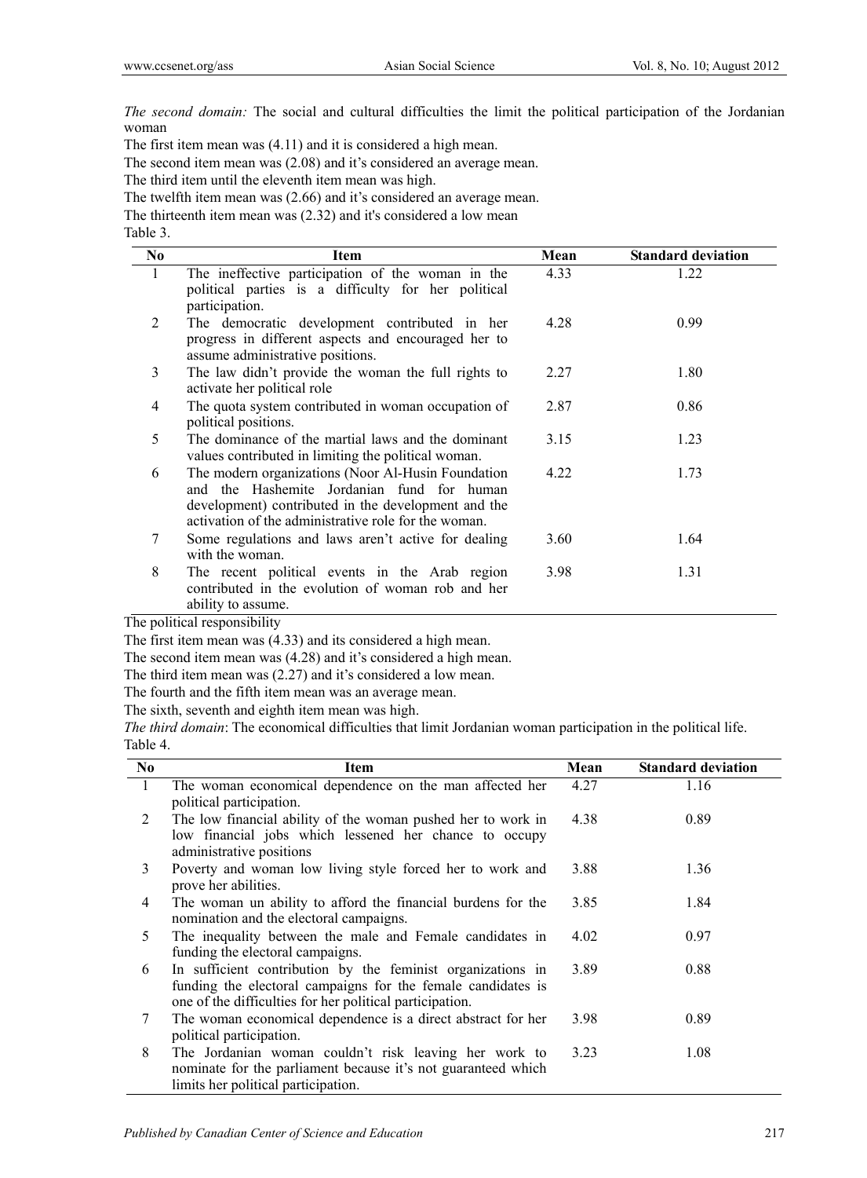*The second domain:* The social and cultural difficulties the limit the political participation of the Jordanian woman

The first item mean was (4.11) and it is considered a high mean.

The second item mean was (2.08) and it's considered an average mean.

The third item until the eleventh item mean was high.

The twelfth item mean was (2.66) and it's considered an average mean.

The thirteenth item mean was (2.32) and it's considered a low mean

Table 3.

| No | Item | Mean | Standard deviation |
|---|---|---|---|
| 1 | The ineffective participation of the woman in the political parties is a difficulty for her political participation. | 4.33 | 1.22 |
| 2 | The democratic development contributed in her progress in different aspects and encouraged her to assume administrative positions. | 4.28 | 0.99 |
| 3 | The law didn't provide the woman the full rights to activate her political role | 2.27 | 1.80 |
| 4 | The quota system contributed in woman occupation of political positions. | 2.87 | 0.86 |
| 5 | The dominance of the martial laws and the dominant values contributed in limiting the political woman. | 3.15 | 1.23 |
| 6 | The modern organizations (Noor Al-Husin Foundation and the Hashemite Jordanian fund for human development) contributed in the development and the activation of the administrative role for the woman. | 4.22 | 1.73 |
| 7 | Some regulations and laws aren't active for dealing with the woman. | 3.60 | 1.64 |
| 8 | The recent political events in the Arab region contributed in the evolution of woman rob and her ability to assume. | 3.98 | 1.31 |

The political responsibility

The first item mean was (4.33) and its considered a high mean.

The second item mean was (4.28) and it's considered a high mean.

The third item mean was (2.27) and it's considered a low mean.

The fourth and the fifth item mean was an average mean.

The sixth, seventh and eighth item mean was high.

*The third domain*: The economical difficulties that limit Jordanian woman participation in the political life.

Table 4.

| No | Item | Mean | Standard deviation |
|---|---|---|---|
| 1 | The woman economical dependence on the man affected her political participation. | 4.27 | 1.16 |
| 2 | The low financial ability of the woman pushed her to work in low financial jobs which lessened her chance to occupy administrative positions | 4.38 | 0.89 |
| 3 | Poverty and woman low living style forced her to work and prove her abilities. | 3.88 | 1.36 |
| 4 | The woman un ability to afford the financial burdens for the nomination and the electoral campaigns. | 3.85 | 1.84 |
| 5 | The inequality between the male and Female candidates in funding the electoral campaigns. | 4.02 | 0.97 |
| 6 | In sufficient contribution by the feminist organizations in funding the electoral campaigns for the female candidates is one of the difficulties for her political participation. | 3.89 | 0.88 |
| 7 | The woman economical dependence is a direct abstract for her political participation. | 3.98 | 0.89 |
| 8 | The Jordanian woman couldn't risk leaving her work to nominate for the parliament because it's not guaranteed which limits her political participation. | 3.23 | 1.08 |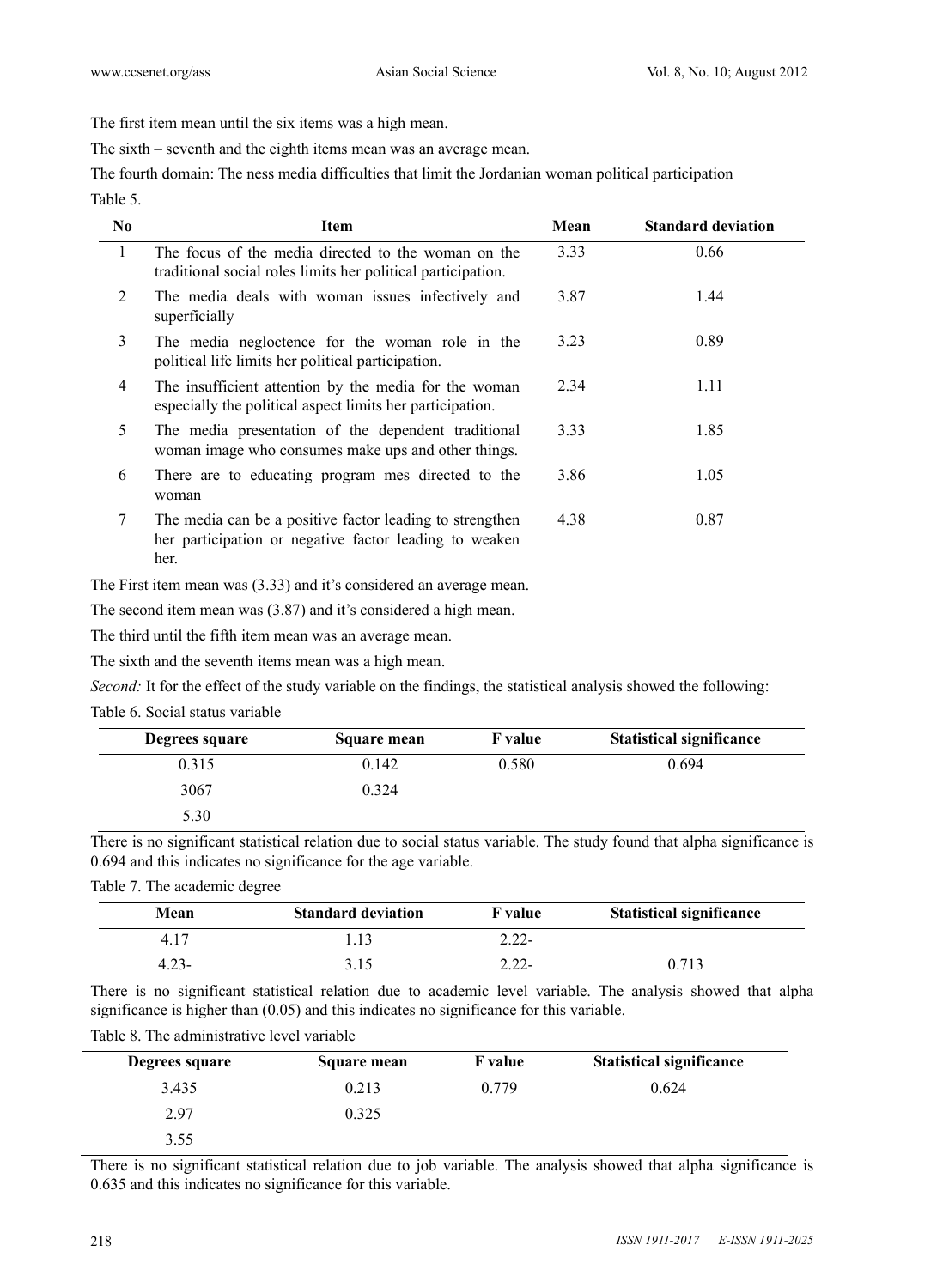The first item mean until the six items was a high mean.

The sixth – seventh and the eighth items mean was an average mean.

The fourth domain: The ness media difficulties that limit the Jordanian woman political participation

Table 5.

| No | Item | Mean | Standard deviation |
|---|---|---|---|
| 1 | The focus of the media directed to the woman on the traditional social roles limits her political participation. | 3.33 | 0.66 |
| 2 | The media deals with woman issues infectively and superficially | 3.87 | 1.44 |
| 3 | The media negloctence for the woman role in the political life limits her political participation. | 3.23 | 0.89 |
| 4 | The insufficient attention by the media for the woman especially the political aspect limits her participation. | 2.34 | 1.11 |
| 5 | The media presentation of the dependent traditional woman image who consumes make ups and other things. | 3.33 | 1.85 |
| 6 | There are to educating program mes directed to the woman | 3.86 | 1.05 |
| 7 | The media can be a positive factor leading to strengthen her participation or negative factor leading to weaken her. | 4.38 | 0.87 |

The First item mean was (3.33) and it's considered an average mean.

The second item mean was (3.87) and it's considered a high mean.

The third until the fifth item mean was an average mean.

The sixth and the seventh items mean was a high mean.

*Second:* It for the effect of the study variable on the findings, the statistical analysis showed the following:

Table 6. Social status variable

| Degrees square | Square mean | F value | Statistical significance |
|---|---|---|---|
| 0.315 | 0.142 | 0.580 | 0.694 |
| 3067 | 0.324 | | |
| 5.30 | | | |

There is no significant statistical relation due to social status variable. The study found that alpha significance is 0.694 and this indicates no significance for the age variable.

Table 7. The academic degree

| Mean | Standard deviation | F value | Statistical significance |
|---|---|---|---|
| 4.17 | 1.13 | 2.22- | |
| 4.23- | 3.15 | 2.22- | 0.713 |

There is no significant statistical relation due to academic level variable. The analysis showed that alpha significance is higher than (0.05) and this indicates no significance for this variable.

Table 8. The administrative level variable

| Degrees square | Square mean | F value | Statistical significance |
|---|---|---|---|
| 3.435 | 0.213 | 0.779 | 0.624 |
| 2.97 | 0.325 | | |
| 3.55 | | | |

There is no significant statistical relation due to job variable. The analysis showed that alpha significance is 0.635 and this indicates no significance for this variable.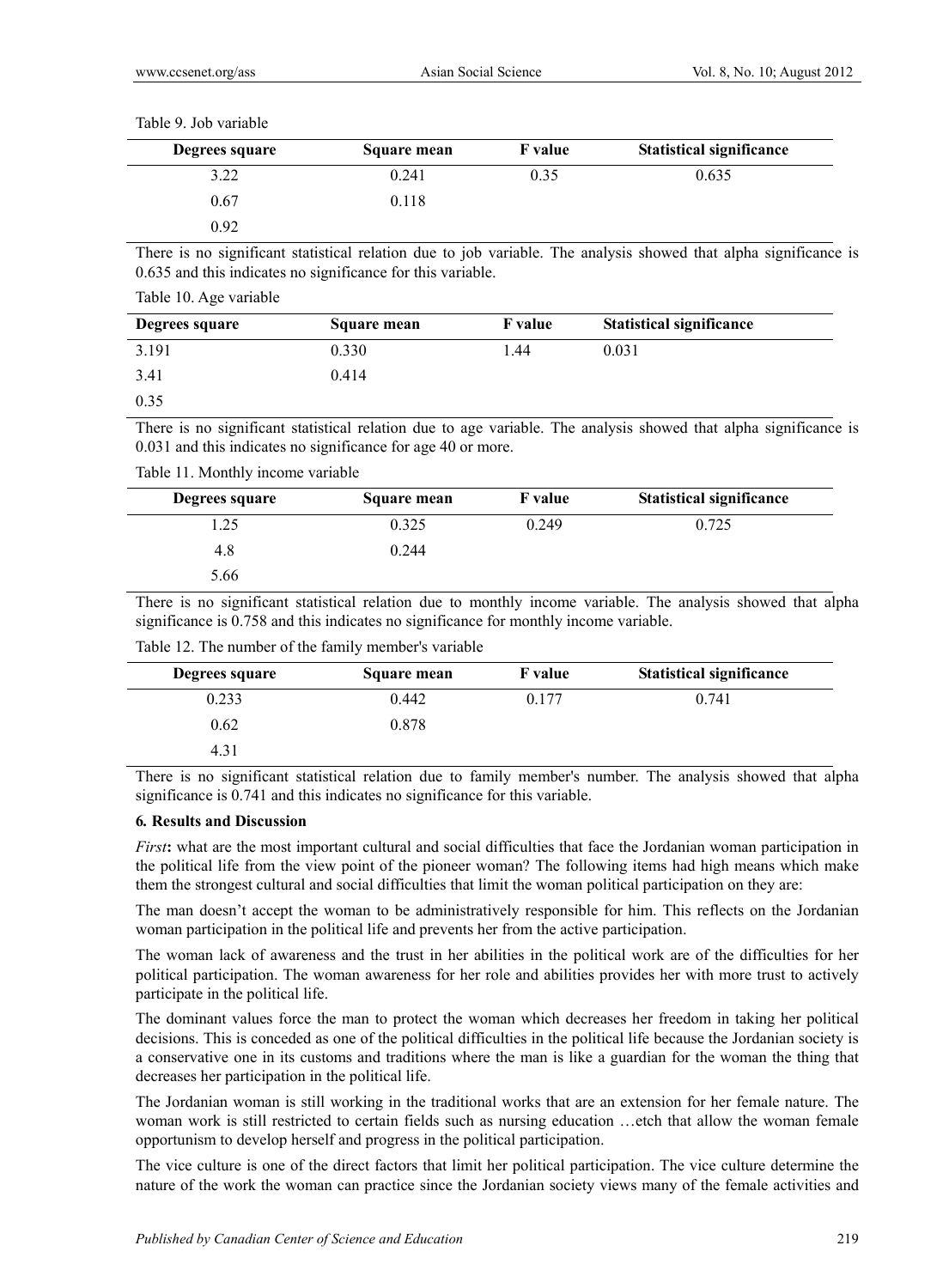Table 9. Job variable

| Degrees square | Square mean | F value | Statistical significance |
|---|---|---|---|
| 3.22 | 0.241 | 0.35 | 0.635 |
| 0.67 | 0.118 | | |
| 0.92 | | | |

There is no significant statistical relation due to job variable. The analysis showed that alpha significance is 0.635 and this indicates no significance for this variable.

Table 10. Age variable

| Degrees square | Square mean | F value | Statistical significance |
|---|---|---|---|
| 3.191 | 0.330 | 1.44 | 0.031 |
| 3.41 | 0.414 | | |
| 0.35 | | | |

There is no significant statistical relation due to age variable. The analysis showed that alpha significance is 0.031 and this indicates no significance for age 40 or more.

Table 11. Monthly income variable

| Degrees square | Square mean | F value | Statistical significance |
|---|---|---|---|
| 1.25 | 0.325 | 0.249 | 0.725 |
| 4.8 | 0.244 | | |
| 5.66 | | | |

There is no significant statistical relation due to monthly income variable. The analysis showed that alpha significance is 0.758 and this indicates no significance for monthly income variable.

Table 12. The number of the family member's variable

| Degrees square | Square mean | F value | Statistical significance |
|---|---|---|---|
| 0.233 | 0.442 | 0.177 | 0.741 |
| 0.62 | 0.878 | | |
| 4.31 | | | |

There is no significant statistical relation due to family member's number. The analysis showed that alpha significance is 0.741 and this indicates no significance for this variable.

**6. Results and Discussion**

*First***:** what are the most important cultural and social difficulties that face the Jordanian woman participation in the political life from the view point of the pioneer woman? The following items had high means which make them the strongest cultural and social difficulties that limit the woman political participation on they are:

The man doesn't accept the woman to be administratively responsible for him. This reflects on the Jordanian woman participation in the political life and prevents her from the active participation.

The woman lack of awareness and the trust in her abilities in the political work are of the difficulties for her political participation. The woman awareness for her role and abilities provides her with more trust to actively participate in the political life.

The dominant values force the man to protect the woman which decreases her freedom in taking her political decisions. This is conceded as one of the political difficulties in the political life because the Jordanian society is a conservative one in its customs and traditions where the man is like a guardian for the woman the thing that decreases her participation in the political life.

The Jordanian woman is still working in the traditional works that are an extension for her female nature. The woman work is still restricted to certain fields such as nursing education …etch that allow the woman female opportunism to develop herself and progress in the political participation.

The vice culture is one of the direct factors that limit her political participation. The vice culture determine the nature of the work the woman can practice since the Jordanian society views many of the female activities and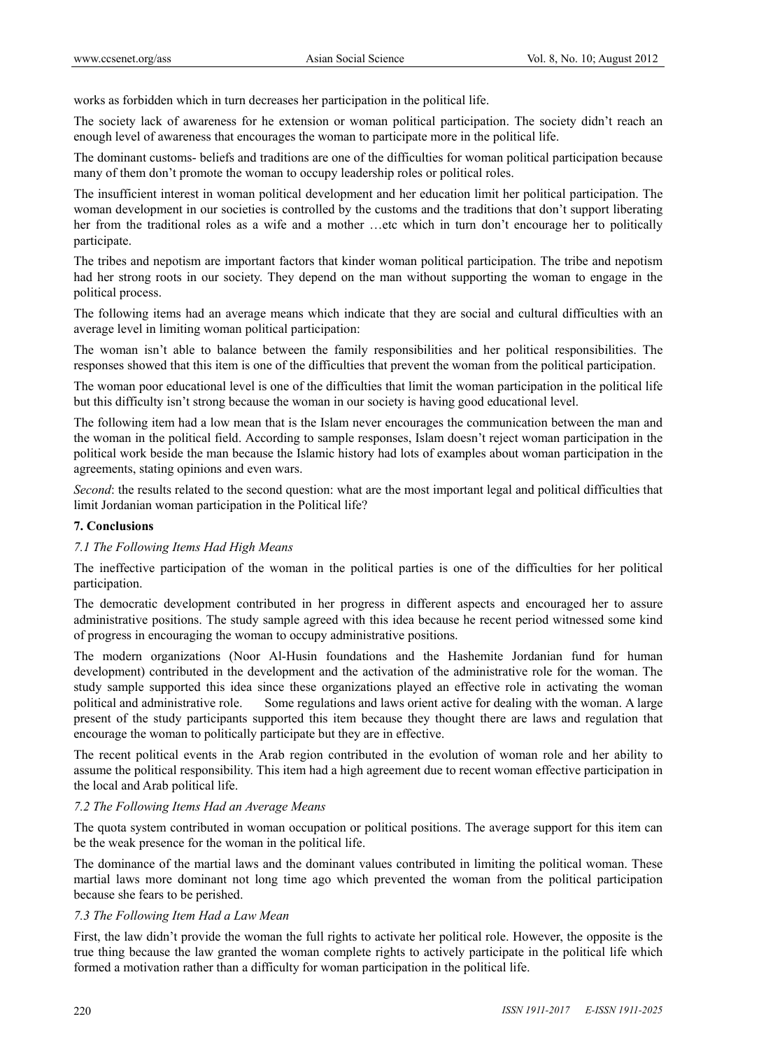works as forbidden which in turn decreases her participation in the political life.

The society lack of awareness for he extension or woman political participation. The society didn't reach an enough level of awareness that encourages the woman to participate more in the political life.

The dominant customs- beliefs and traditions are one of the difficulties for woman political participation because many of them don't promote the woman to occupy leadership roles or political roles.

The insufficient interest in woman political development and her education limit her political participation. The woman development in our societies is controlled by the customs and the traditions that don't support liberating her from the traditional roles as a wife and a mother …etc which in turn don't encourage her to politically participate.

The tribes and nepotism are important factors that kinder woman political participation. The tribe and nepotism had her strong roots in our society. They depend on the man without supporting the woman to engage in the political process.

The following items had an average means which indicate that they are social and cultural difficulties with an average level in limiting woman political participation:

The woman isn't able to balance between the family responsibilities and her political responsibilities. The responses showed that this item is one of the difficulties that prevent the woman from the political participation.

The woman poor educational level is one of the difficulties that limit the woman participation in the political life but this difficulty isn't strong because the woman in our society is having good educational level.

The following item had a low mean that is the Islam never encourages the communication between the man and the woman in the political field. According to sample responses, Islam doesn't reject woman participation in the political work beside the man because the Islamic history had lots of examples about woman participation in the agreements, stating opinions and even wars.

*Second*: the results related to the second question: what are the most important legal and political difficulties that limit Jordanian woman participation in the Political life?

## 7. Conclusions

### *7.1 The Following Items Had High Means*

The ineffective participation of the woman in the political parties is one of the difficulties for her political participation.

The democratic development contributed in her progress in different aspects and encouraged her to assure administrative positions. The study sample agreed with this idea because he recent period witnessed some kind of progress in encouraging the woman to occupy administrative positions.

The modern organizations (Noor Al-Husin foundations and the Hashemite Jordanian fund for human development) contributed in the development and the activation of the administrative role for the woman. The study sample supported this idea since these organizations played an effective role in activating the woman political and administrative role. Some regulations and laws orient active for dealing with the woman. A large present of the study participants supported this item because they thought there are laws and regulation that encourage the woman to politically participate but they are in effective.

The recent political events in the Arab region contributed in the evolution of woman role and her ability to assume the political responsibility. This item had a high agreement due to recent woman effective participation in the local and Arab political life.

### *7.2 The Following Items Had an Average Means*

The quota system contributed in woman occupation or political positions. The average support for this item can be the weak presence for the woman in the political life.

The dominance of the martial laws and the dominant values contributed in limiting the political woman. These martial laws more dominant not long time ago which prevented the woman from the political participation because she fears to be perished.

### *7.3 The Following Item Had a Law Mean*

First, the law didn't provide the woman the full rights to activate her political role. However, the opposite is the true thing because the law granted the woman complete rights to actively participate in the political life which formed a motivation rather than a difficulty for woman participation in the political life.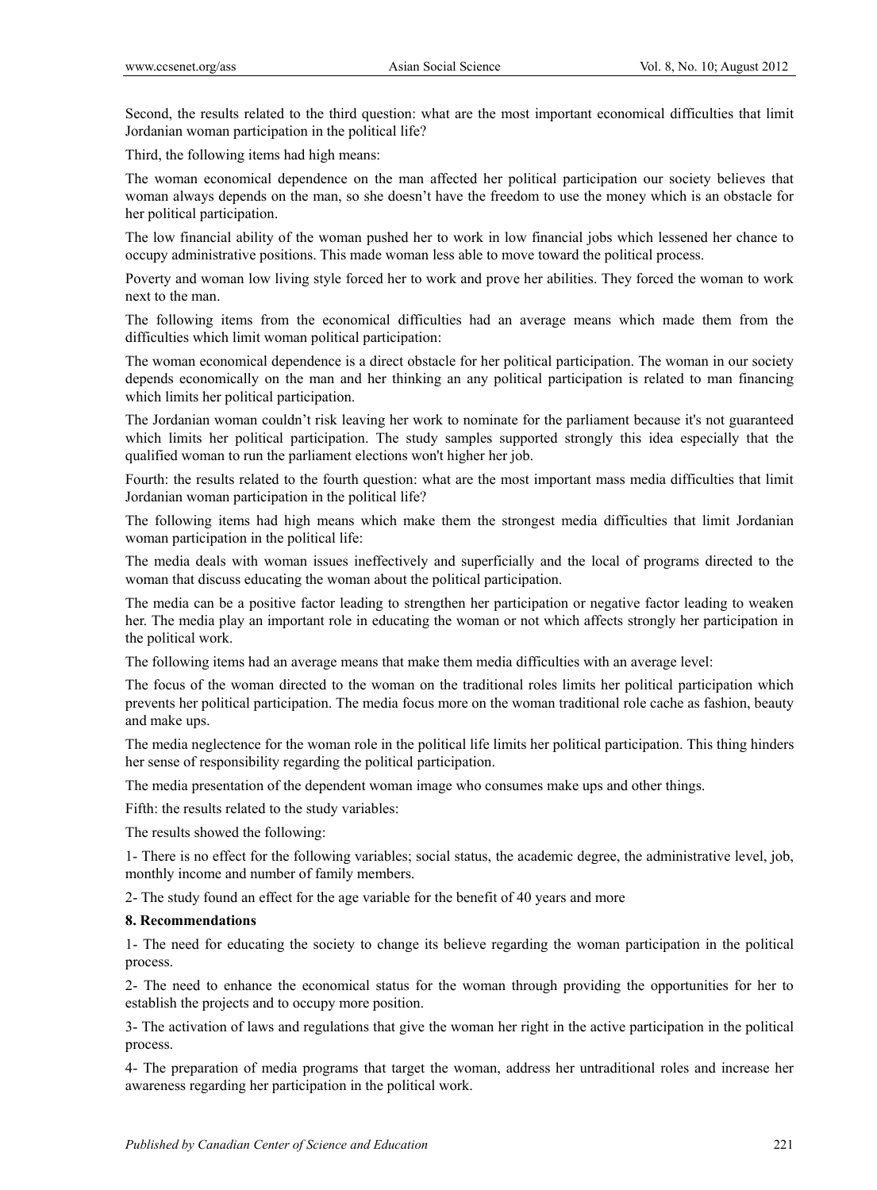Second, the results related to the third question: what are the most important economical difficulties that limit Jordanian woman participation in the political life?

Third, the following items had high means:

The woman economical dependence on the man affected her political participation our society believes that woman always depends on the man, so she doesn't have the freedom to use the money which is an obstacle for her political participation.

The low financial ability of the woman pushed her to work in low financial jobs which lessened her chance to occupy administrative positions. This made woman less able to move toward the political process.

Poverty and woman low living style forced her to work and prove her abilities. They forced the woman to work next to the man.

The following items from the economical difficulties had an average means which made them from the difficulties which limit woman political participation:

The woman economical dependence is a direct obstacle for her political participation. The woman in our society depends economically on the man and her thinking an any political participation is related to man financing which limits her political participation.

The Jordanian woman couldn't risk leaving her work to nominate for the parliament because it's not guaranteed which limits her political participation. The study samples supported strongly this idea especially that the qualified woman to run the parliament elections won't higher her job.

Fourth: the results related to the fourth question: what are the most important mass media difficulties that limit Jordanian woman participation in the political life?

The following items had high means which make them the strongest media difficulties that limit Jordanian woman participation in the political life:

The media deals with woman issues ineffectively and superficially and the local of programs directed to the woman that discuss educating the woman about the political participation.

The media can be a positive factor leading to strengthen her participation or negative factor leading to weaken her. The media play an important role in educating the woman or not which affects strongly her participation in the political work.

The following items had an average means that make them media difficulties with an average level:

The focus of the woman directed to the woman on the traditional roles limits her political participation which prevents her political participation. The media focus more on the woman traditional role cache as fashion, beauty and make ups.

The media neglectence for the woman role in the political life limits her political participation. This thing hinders her sense of responsibility regarding the political participation.

The media presentation of the dependent woman image who consumes make ups and other things.

Fifth: the results related to the study variables:

The results showed the following:

1- There is no effect for the following variables; social status, the academic degree, the administrative level, job, monthly income and number of family members.

2- The study found an effect for the age variable for the benefit of 40 years and more

## 8. Recommendations

1- The need for educating the society to change its believe regarding the woman participation in the political process.

2- The need to enhance the economical status for the woman through providing the opportunities for her to establish the projects and to occupy more position.

3- The activation of laws and regulations that give the woman her right in the active participation in the political process.

4- The preparation of media programs that target the woman, address her untraditional roles and increase her awareness regarding her participation in the political work.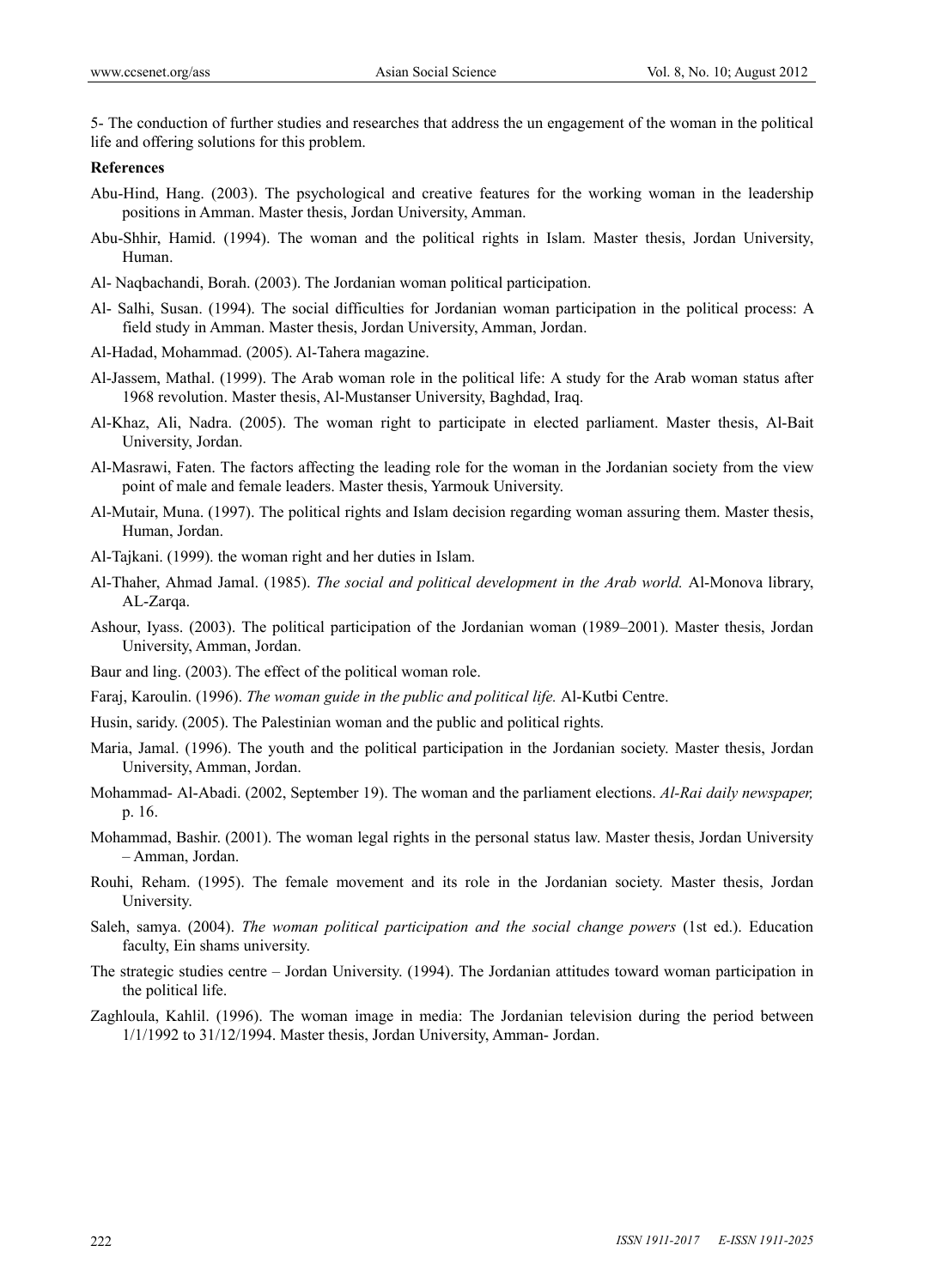5- The conduction of further studies and researches that address the un engagement of the woman in the political life and offering solutions for this problem.

**References**

Abu-Hind, Hang. (2003). The psychological and creative features for the working woman in the leadership positions in Amman. Master thesis, Jordan University, Amman.

Abu-Shhir, Hamid. (1994). The woman and the political rights in Islam. Master thesis, Jordan University, Human.

Al- Naqbachandi, Borah. (2003). The Jordanian woman political participation.

Al- Salhi, Susan. (1994). The social difficulties for Jordanian woman participation in the political process: A field study in Amman. Master thesis, Jordan University, Amman, Jordan.

Al-Hadad, Mohammad. (2005). Al-Tahera magazine.

Al-Jassem, Mathal. (1999). The Arab woman role in the political life: A study for the Arab woman status after 1968 revolution. Master thesis, Al-Mustanser University, Baghdad, Iraq.

Al-Khaz, Ali, Nadra. (2005). The woman right to participate in elected parliament. Master thesis, Al-Bait University, Jordan.

Al-Masrawi, Faten. The factors affecting the leading role for the woman in the Jordanian society from the view point of male and female leaders. Master thesis, Yarmouk University.

Al-Mutair, Muna. (1997). The political rights and Islam decision regarding woman assuring them. Master thesis, Human, Jordan.

Al-Tajkani. (1999). the woman right and her duties in Islam.

Al-Thaher, Ahmad Jamal. (1985). *The social and political development in the Arab world.* Al-Monova library, AL-Zarqa.

Ashour, Iyass. (2003). The political participation of the Jordanian woman (1989–2001). Master thesis, Jordan University, Amman, Jordan.

Baur and ling. (2003). The effect of the political woman role.

Faraj, Karoulin. (1996). *The woman guide in the public and political life.* Al-Kutbi Centre.

Husin, saridy. (2005). The Palestinian woman and the public and political rights.

Maria, Jamal. (1996). The youth and the political participation in the Jordanian society. Master thesis, Jordan University, Amman, Jordan.

Mohammad- Al-Abadi. (2002, September 19). The woman and the parliament elections. *Al-Rai daily newspaper,* p. 16.

Mohammad, Bashir. (2001). The woman legal rights in the personal status law. Master thesis, Jordan University – Amman, Jordan.

Rouhi, Reham. (1995). The female movement and its role in the Jordanian society. Master thesis, Jordan University.

Saleh, samya. (2004). *The woman political participation and the social change powers* (1st ed.). Education faculty, Ein shams university.

The strategic studies centre – Jordan University. (1994). The Jordanian attitudes toward woman participation in the political life.

Zaghloula, Kahlil. (1996). The woman image in media: The Jordanian television during the period between 1/1/1992 to 31/12/1994. Master thesis, Jordan University, Amman- Jordan.